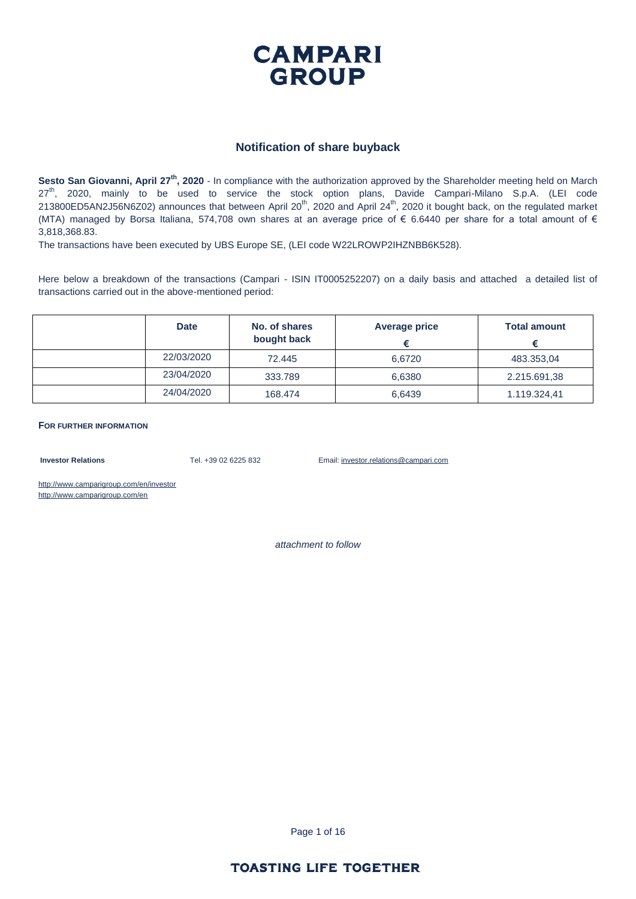# CAMPARI GROUP

## Notification of share buyback

**Sesto San Giovanni, April 27th, 2020** - In compliance with the authorization approved by the Shareholder meeting held on March 27th, 2020, mainly to be used to service the stock option plans, Davide Campari-Milano S.p.A. (LEI code 213800ED5AN2J56N6Z02) announces that between April 20th, 2020 and April 24th, 2020 it bought back, on the regulated market (MTA) managed by Borsa Italiana, 574,708 own shares at an average price of € 6.6440 per share for a total amount of € 3,818,368.83.

The transactions have been executed by UBS Europe SE, (LEI code W22LROWP2IHZNBB6K528).

Here below a breakdown of the transactions (Campari - ISIN IT0005252207) on a daily basis and attached a detailed list of transactions carried out in the above-mentioned period:

| | Date | No. of shares bought back | Average price € | Total amount € |
|---|---|---|---|---|
| | 22/03/2020 | 72.445 | 6,6720 | 483.353,04 |
| | 23/04/2020 | 333.789 | 6,6380 | 2.215.691,38 |
| | 24/04/2020 | 168.474 | 6,6439 | 1.119.324,41 |

**FOR FURTHER INFORMATION**

**Investor Relations** Tel. +39 02 6225 832 Email: investor.relations@campari.com

http://www.camparigroup.com/en/investor
http://www.camparigroup.com/en

*attachment to follow*

TOASTING LIFE TOGETHER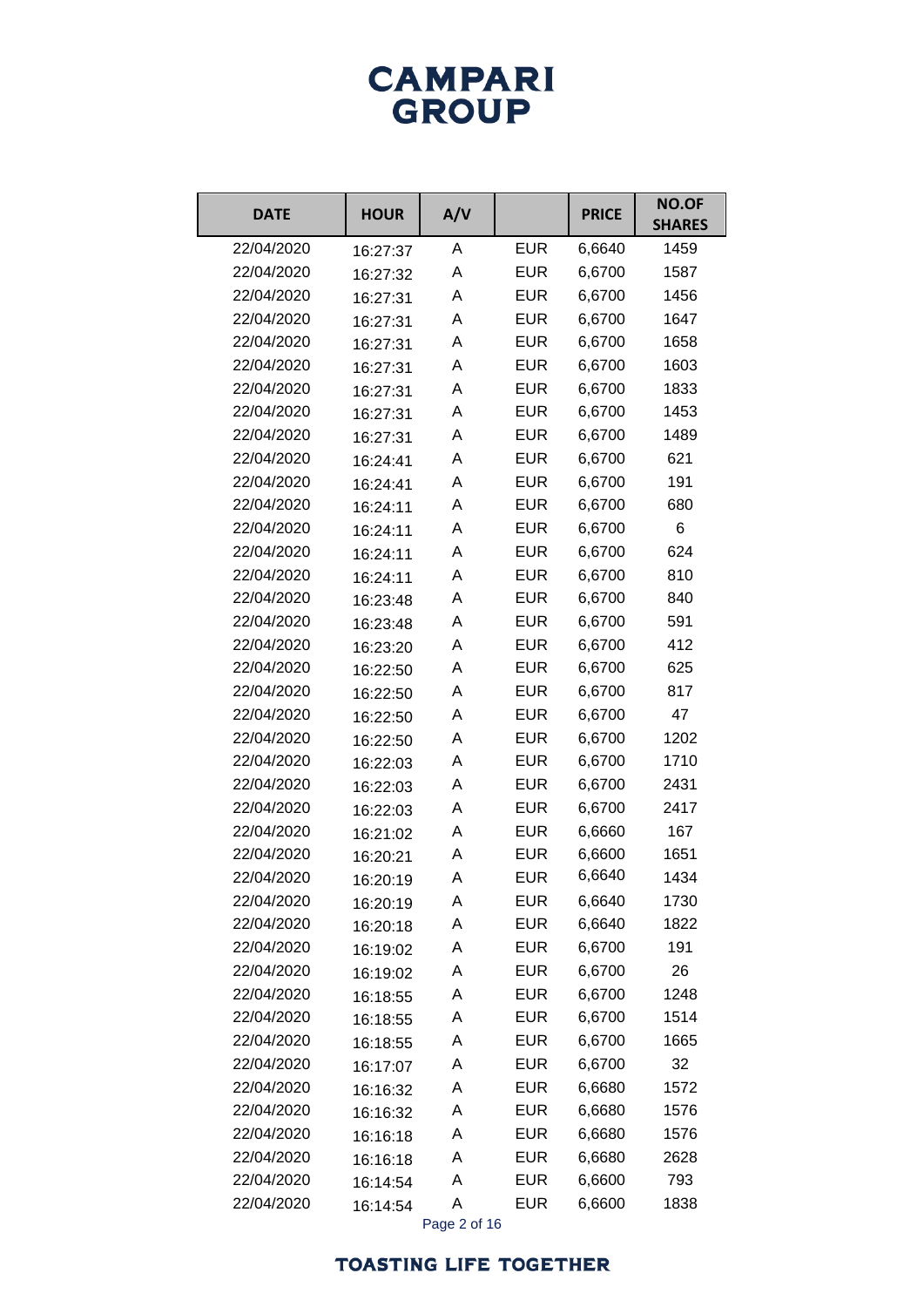# CAMPARI GROUP

| DATE | HOUR | A/V | | PRICE | NO.OF SHARES |
|---|---|---|---|---|---|
| 22/04/2020 | 16:27:37 | A | EUR | 6,6640 | 1459 |
| 22/04/2020 | 16:27:32 | A | EUR | 6,6700 | 1587 |
| 22/04/2020 | 16:27:31 | A | EUR | 6,6700 | 1456 |
| 22/04/2020 | 16:27:31 | A | EUR | 6,6700 | 1647 |
| 22/04/2020 | 16:27:31 | A | EUR | 6,6700 | 1658 |
| 22/04/2020 | 16:27:31 | A | EUR | 6,6700 | 1603 |
| 22/04/2020 | 16:27:31 | A | EUR | 6,6700 | 1833 |
| 22/04/2020 | 16:27:31 | A | EUR | 6,6700 | 1453 |
| 22/04/2020 | 16:27:31 | A | EUR | 6,6700 | 1489 |
| 22/04/2020 | 16:24:41 | A | EUR | 6,6700 | 621 |
| 22/04/2020 | 16:24:41 | A | EUR | 6,6700 | 191 |
| 22/04/2020 | 16:24:11 | A | EUR | 6,6700 | 680 |
| 22/04/2020 | 16:24:11 | A | EUR | 6,6700 | 6 |
| 22/04/2020 | 16:24:11 | A | EUR | 6,6700 | 624 |
| 22/04/2020 | 16:24:11 | A | EUR | 6,6700 | 810 |
| 22/04/2020 | 16:23:48 | A | EUR | 6,6700 | 840 |
| 22/04/2020 | 16:23:48 | A | EUR | 6,6700 | 591 |
| 22/04/2020 | 16:23:20 | A | EUR | 6,6700 | 412 |
| 22/04/2020 | 16:22:50 | A | EUR | 6,6700 | 625 |
| 22/04/2020 | 16:22:50 | A | EUR | 6,6700 | 817 |
| 22/04/2020 | 16:22:50 | A | EUR | 6,6700 | 47 |
| 22/04/2020 | 16:22:50 | A | EUR | 6,6700 | 1202 |
| 22/04/2020 | 16:22:03 | A | EUR | 6,6700 | 1710 |
| 22/04/2020 | 16:22:03 | A | EUR | 6,6700 | 2431 |
| 22/04/2020 | 16:22:03 | A | EUR | 6,6700 | 2417 |
| 22/04/2020 | 16:21:02 | A | EUR | 6,6660 | 167 |
| 22/04/2020 | 16:20:21 | A | EUR | 6,6600 | 1651 |
| 22/04/2020 | 16:20:19 | A | EUR | 6,6640 | 1434 |
| 22/04/2020 | 16:20:19 | A | EUR | 6,6640 | 1730 |
| 22/04/2020 | 16:20:18 | A | EUR | 6,6640 | 1822 |
| 22/04/2020 | 16:19:02 | A | EUR | 6,6700 | 191 |
| 22/04/2020 | 16:19:02 | A | EUR | 6,6700 | 26 |
| 22/04/2020 | 16:18:55 | A | EUR | 6,6700 | 1248 |
| 22/04/2020 | 16:18:55 | A | EUR | 6,6700 | 1514 |
| 22/04/2020 | 16:18:55 | A | EUR | 6,6700 | 1665 |
| 22/04/2020 | 16:17:07 | A | EUR | 6,6700 | 32 |
| 22/04/2020 | 16:16:32 | A | EUR | 6,6680 | 1572 |
| 22/04/2020 | 16:16:32 | A | EUR | 6,6680 | 1576 |
| 22/04/2020 | 16:16:18 | A | EUR | 6,6680 | 1576 |
| 22/04/2020 | 16:16:18 | A | EUR | 6,6680 | 2628 |
| 22/04/2020 | 16:14:54 | A | EUR | 6,6600 | 793 |
| 22/04/2020 | 16:14:54 | A | EUR | 6,6600 | 1838 |

TOASTING LIFE TOGETHER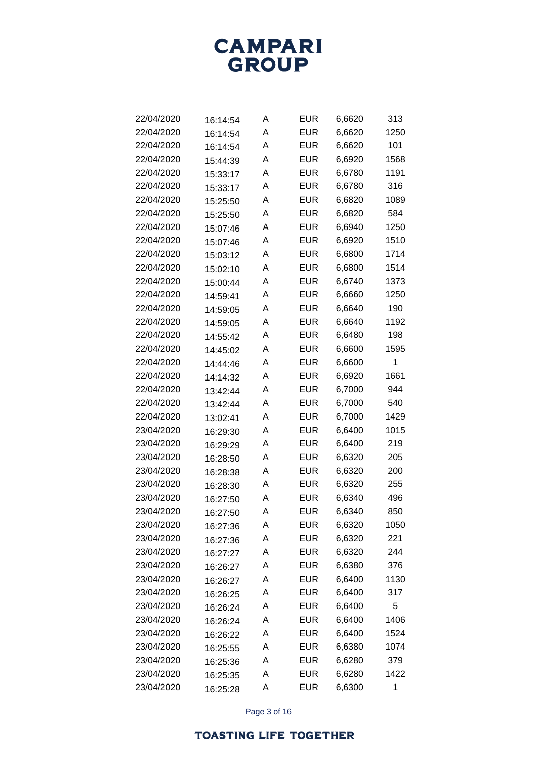| | | | | | |
|---|---|---|---|---|---|
| 22/04/2020 | 16:14:54 | A | EUR | 6,6620 | 313 |
| 22/04/2020 | 16:14:54 | A | EUR | 6,6620 | 1250 |
| 22/04/2020 | 16:14:54 | A | EUR | 6,6620 | 101 |
| 22/04/2020 | 15:44:39 | A | EUR | 6,6920 | 1568 |
| 22/04/2020 | 15:33:17 | A | EUR | 6,6780 | 1191 |
| 22/04/2020 | 15:33:17 | A | EUR | 6,6780 | 316 |
| 22/04/2020 | 15:25:50 | A | EUR | 6,6820 | 1089 |
| 22/04/2020 | 15:25:50 | A | EUR | 6,6820 | 584 |
| 22/04/2020 | 15:07:46 | A | EUR | 6,6940 | 1250 |
| 22/04/2020 | 15:07:46 | A | EUR | 6,6920 | 1510 |
| 22/04/2020 | 15:03:12 | A | EUR | 6,6800 | 1714 |
| 22/04/2020 | 15:02:10 | A | EUR | 6,6800 | 1514 |
| 22/04/2020 | 15:00:44 | A | EUR | 6,6740 | 1373 |
| 22/04/2020 | 14:59:41 | A | EUR | 6,6660 | 1250 |
| 22/04/2020 | 14:59:05 | A | EUR | 6,6640 | 190 |
| 22/04/2020 | 14:59:05 | A | EUR | 6,6640 | 1192 |
| 22/04/2020 | 14:55:42 | A | EUR | 6,6480 | 198 |
| 22/04/2020 | 14:45:02 | A | EUR | 6,6600 | 1595 |
| 22/04/2020 | 14:44:46 | A | EUR | 6,6600 | 1 |
| 22/04/2020 | 14:14:32 | A | EUR | 6,6920 | 1661 |
| 22/04/2020 | 13:42:44 | A | EUR | 6,7000 | 944 |
| 22/04/2020 | 13:42:44 | A | EUR | 6,7000 | 540 |
| 22/04/2020 | 13:02:41 | A | EUR | 6,7000 | 1429 |
| 23/04/2020 | 16:29:30 | A | EUR | 6,6400 | 1015 |
| 23/04/2020 | 16:29:29 | A | EUR | 6,6400 | 219 |
| 23/04/2020 | 16:28:50 | A | EUR | 6,6320 | 205 |
| 23/04/2020 | 16:28:38 | A | EUR | 6,6320 | 200 |
| 23/04/2020 | 16:28:30 | A | EUR | 6,6320 | 255 |
| 23/04/2020 | 16:27:50 | A | EUR | 6,6340 | 496 |
| 23/04/2020 | 16:27:50 | A | EUR | 6,6340 | 850 |
| 23/04/2020 | 16:27:36 | A | EUR | 6,6320 | 1050 |
| 23/04/2020 | 16:27:36 | A | EUR | 6,6320 | 221 |
| 23/04/2020 | 16:27:27 | A | EUR | 6,6320 | 244 |
| 23/04/2020 | 16:26:27 | A | EUR | 6,6380 | 376 |
| 23/04/2020 | 16:26:27 | A | EUR | 6,6400 | 1130 |
| 23/04/2020 | 16:26:25 | A | EUR | 6,6400 | 317 |
| 23/04/2020 | 16:26:24 | A | EUR | 6,6400 | 5 |
| 23/04/2020 | 16:26:24 | A | EUR | 6,6400 | 1406 |
| 23/04/2020 | 16:26:22 | A | EUR | 6,6400 | 1524 |
| 23/04/2020 | 16:25:55 | A | EUR | 6,6380 | 1074 |
| 23/04/2020 | 16:25:36 | A | EUR | 6,6280 | 379 |
| 23/04/2020 | 16:25:35 | A | EUR | 6,6280 | 1422 |
| 23/04/2020 | 16:25:28 | A | EUR | 6,6300 | 1 |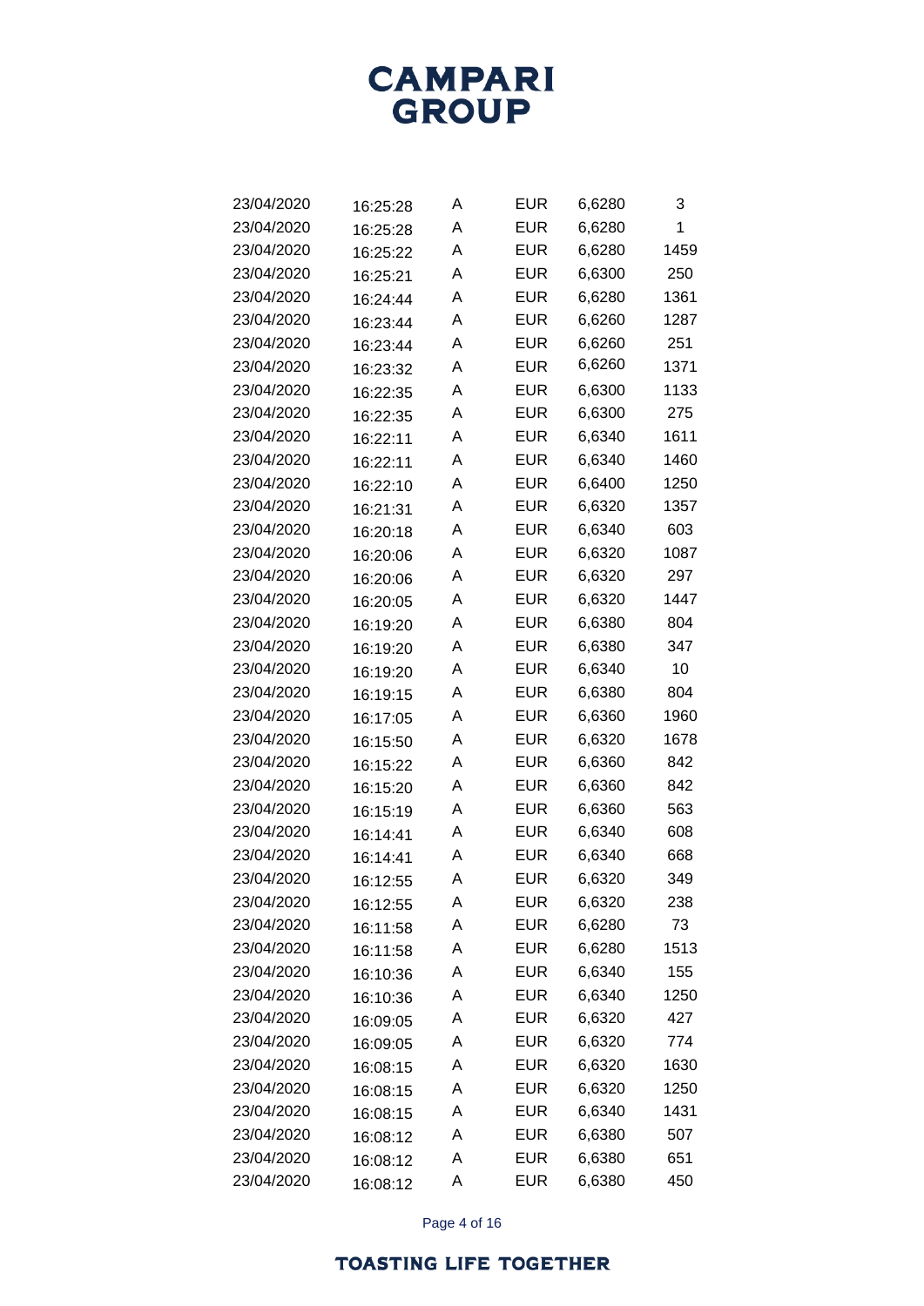| | | | | | |
|---|---|---|---|---|---|
| 23/04/2020 | 16:25:28 | A | EUR | 6,6280 | 3 |
| 23/04/2020 | 16:25:28 | A | EUR | 6,6280 | 1 |
| 23/04/2020 | 16:25:22 | A | EUR | 6,6280 | 1459 |
| 23/04/2020 | 16:25:21 | A | EUR | 6,6300 | 250 |
| 23/04/2020 | 16:24:44 | A | EUR | 6,6280 | 1361 |
| 23/04/2020 | 16:23:44 | A | EUR | 6,6260 | 1287 |
| 23/04/2020 | 16:23:44 | A | EUR | 6,6260 | 251 |
| 23/04/2020 | 16:23:32 | A | EUR | 6,6260 | 1371 |
| 23/04/2020 | 16:22:35 | A | EUR | 6,6300 | 1133 |
| 23/04/2020 | 16:22:35 | A | EUR | 6,6300 | 275 |
| 23/04/2020 | 16:22:11 | A | EUR | 6,6340 | 1611 |
| 23/04/2020 | 16:22:11 | A | EUR | 6,6340 | 1460 |
| 23/04/2020 | 16:22:10 | A | EUR | 6,6400 | 1250 |
| 23/04/2020 | 16:21:31 | A | EUR | 6,6320 | 1357 |
| 23/04/2020 | 16:20:18 | A | EUR | 6,6340 | 603 |
| 23/04/2020 | 16:20:06 | A | EUR | 6,6320 | 1087 |
| 23/04/2020 | 16:20:06 | A | EUR | 6,6320 | 297 |
| 23/04/2020 | 16:20:05 | A | EUR | 6,6320 | 1447 |
| 23/04/2020 | 16:19:20 | A | EUR | 6,6380 | 804 |
| 23/04/2020 | 16:19:20 | A | EUR | 6,6380 | 347 |
| 23/04/2020 | 16:19:20 | A | EUR | 6,6340 | 10 |
| 23/04/2020 | 16:19:15 | A | EUR | 6,6380 | 804 |
| 23/04/2020 | 16:17:05 | A | EUR | 6,6360 | 1960 |
| 23/04/2020 | 16:15:50 | A | EUR | 6,6320 | 1678 |
| 23/04/2020 | 16:15:22 | A | EUR | 6,6360 | 842 |
| 23/04/2020 | 16:15:20 | A | EUR | 6,6360 | 842 |
| 23/04/2020 | 16:15:19 | A | EUR | 6,6360 | 563 |
| 23/04/2020 | 16:14:41 | A | EUR | 6,6340 | 608 |
| 23/04/2020 | 16:14:41 | A | EUR | 6,6340 | 668 |
| 23/04/2020 | 16:12:55 | A | EUR | 6,6320 | 349 |
| 23/04/2020 | 16:12:55 | A | EUR | 6,6320 | 238 |
| 23/04/2020 | 16:11:58 | A | EUR | 6,6280 | 73 |
| 23/04/2020 | 16:11:58 | A | EUR | 6,6280 | 1513 |
| 23/04/2020 | 16:10:36 | A | EUR | 6,6340 | 155 |
| 23/04/2020 | 16:10:36 | A | EUR | 6,6340 | 1250 |
| 23/04/2020 | 16:09:05 | A | EUR | 6,6320 | 427 |
| 23/04/2020 | 16:09:05 | A | EUR | 6,6320 | 774 |
| 23/04/2020 | 16:08:15 | A | EUR | 6,6320 | 1630 |
| 23/04/2020 | 16:08:15 | A | EUR | 6,6320 | 1250 |
| 23/04/2020 | 16:08:15 | A | EUR | 6,6340 | 1431 |
| 23/04/2020 | 16:08:12 | A | EUR | 6,6380 | 507 |
| 23/04/2020 | 16:08:12 | A | EUR | 6,6380 | 651 |
| 23/04/2020 | 16:08:12 | A | EUR | 6,6380 | 450 |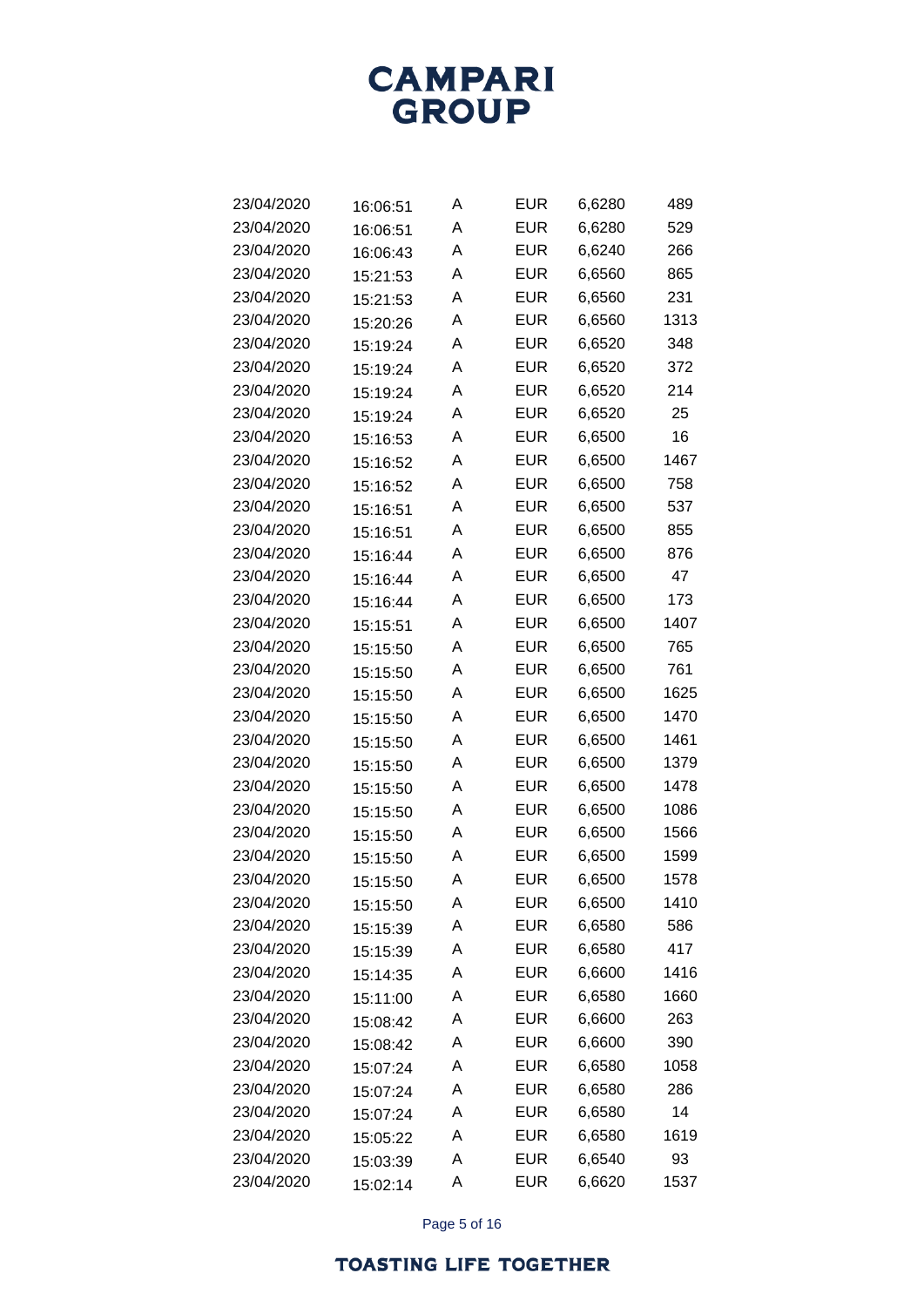| | | | | | |
|---|---|---|---|---|---|
| 23/04/2020 | 16:06:51 | A | EUR | 6,6280 | 489 |
| 23/04/2020 | 16:06:51 | A | EUR | 6,6280 | 529 |
| 23/04/2020 | 16:06:43 | A | EUR | 6,6240 | 266 |
| 23/04/2020 | 15:21:53 | A | EUR | 6,6560 | 865 |
| 23/04/2020 | 15:21:53 | A | EUR | 6,6560 | 231 |
| 23/04/2020 | 15:20:26 | A | EUR | 6,6560 | 1313 |
| 23/04/2020 | 15:19:24 | A | EUR | 6,6520 | 348 |
| 23/04/2020 | 15:19:24 | A | EUR | 6,6520 | 372 |
| 23/04/2020 | 15:19:24 | A | EUR | 6,6520 | 214 |
| 23/04/2020 | 15:19:24 | A | EUR | 6,6520 | 25 |
| 23/04/2020 | 15:16:53 | A | EUR | 6,6500 | 16 |
| 23/04/2020 | 15:16:52 | A | EUR | 6,6500 | 1467 |
| 23/04/2020 | 15:16:52 | A | EUR | 6,6500 | 758 |
| 23/04/2020 | 15:16:51 | A | EUR | 6,6500 | 537 |
| 23/04/2020 | 15:16:51 | A | EUR | 6,6500 | 855 |
| 23/04/2020 | 15:16:44 | A | EUR | 6,6500 | 876 |
| 23/04/2020 | 15:16:44 | A | EUR | 6,6500 | 47 |
| 23/04/2020 | 15:16:44 | A | EUR | 6,6500 | 173 |
| 23/04/2020 | 15:15:51 | A | EUR | 6,6500 | 1407 |
| 23/04/2020 | 15:15:50 | A | EUR | 6,6500 | 765 |
| 23/04/2020 | 15:15:50 | A | EUR | 6,6500 | 761 |
| 23/04/2020 | 15:15:50 | A | EUR | 6,6500 | 1625 |
| 23/04/2020 | 15:15:50 | A | EUR | 6,6500 | 1470 |
| 23/04/2020 | 15:15:50 | A | EUR | 6,6500 | 1461 |
| 23/04/2020 | 15:15:50 | A | EUR | 6,6500 | 1379 |
| 23/04/2020 | 15:15:50 | A | EUR | 6,6500 | 1478 |
| 23/04/2020 | 15:15:50 | A | EUR | 6,6500 | 1086 |
| 23/04/2020 | 15:15:50 | A | EUR | 6,6500 | 1566 |
| 23/04/2020 | 15:15:50 | A | EUR | 6,6500 | 1599 |
| 23/04/2020 | 15:15:50 | A | EUR | 6,6500 | 1578 |
| 23/04/2020 | 15:15:50 | A | EUR | 6,6500 | 1410 |
| 23/04/2020 | 15:15:39 | A | EUR | 6,6580 | 586 |
| 23/04/2020 | 15:15:39 | A | EUR | 6,6580 | 417 |
| 23/04/2020 | 15:14:35 | A | EUR | 6,6600 | 1416 |
| 23/04/2020 | 15:11:00 | A | EUR | 6,6580 | 1660 |
| 23/04/2020 | 15:08:42 | A | EUR | 6,6600 | 263 |
| 23/04/2020 | 15:08:42 | A | EUR | 6,6600 | 390 |
| 23/04/2020 | 15:07:24 | A | EUR | 6,6580 | 1058 |
| 23/04/2020 | 15:07:24 | A | EUR | 6,6580 | 286 |
| 23/04/2020 | 15:07:24 | A | EUR | 6,6580 | 14 |
| 23/04/2020 | 15:05:22 | A | EUR | 6,6580 | 1619 |
| 23/04/2020 | 15:03:39 | A | EUR | 6,6540 | 93 |
| 23/04/2020 | 15:02:14 | A | EUR | 6,6620 | 1537 |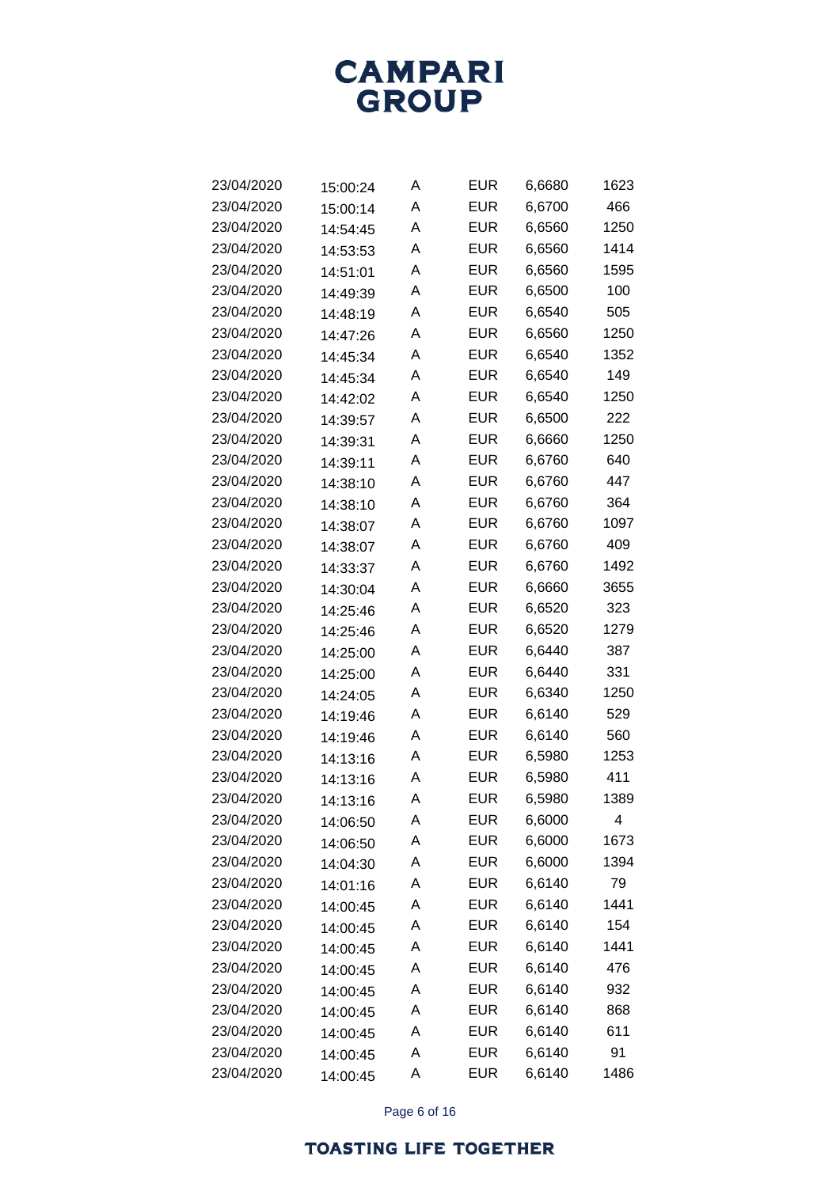| | | | | | |
|---|---|---|---|---|---|
| 23/04/2020 | 15:00:24 | A | EUR | 6,6680 | 1623 |
| 23/04/2020 | 15:00:14 | A | EUR | 6,6700 | 466 |
| 23/04/2020 | 14:54:45 | A | EUR | 6,6560 | 1250 |
| 23/04/2020 | 14:53:53 | A | EUR | 6,6560 | 1414 |
| 23/04/2020 | 14:51:01 | A | EUR | 6,6560 | 1595 |
| 23/04/2020 | 14:49:39 | A | EUR | 6,6500 | 100 |
| 23/04/2020 | 14:48:19 | A | EUR | 6,6540 | 505 |
| 23/04/2020 | 14:47:26 | A | EUR | 6,6560 | 1250 |
| 23/04/2020 | 14:45:34 | A | EUR | 6,6540 | 1352 |
| 23/04/2020 | 14:45:34 | A | EUR | 6,6540 | 149 |
| 23/04/2020 | 14:42:02 | A | EUR | 6,6540 | 1250 |
| 23/04/2020 | 14:39:57 | A | EUR | 6,6500 | 222 |
| 23/04/2020 | 14:39:31 | A | EUR | 6,6660 | 1250 |
| 23/04/2020 | 14:39:11 | A | EUR | 6,6760 | 640 |
| 23/04/2020 | 14:38:10 | A | EUR | 6,6760 | 447 |
| 23/04/2020 | 14:38:10 | A | EUR | 6,6760 | 364 |
| 23/04/2020 | 14:38:07 | A | EUR | 6,6760 | 1097 |
| 23/04/2020 | 14:38:07 | A | EUR | 6,6760 | 409 |
| 23/04/2020 | 14:33:37 | A | EUR | 6,6760 | 1492 |
| 23/04/2020 | 14:30:04 | A | EUR | 6,6660 | 3655 |
| 23/04/2020 | 14:25:46 | A | EUR | 6,6520 | 323 |
| 23/04/2020 | 14:25:46 | A | EUR | 6,6520 | 1279 |
| 23/04/2020 | 14:25:00 | A | EUR | 6,6440 | 387 |
| 23/04/2020 | 14:25:00 | A | EUR | 6,6440 | 331 |
| 23/04/2020 | 14:24:05 | A | EUR | 6,6340 | 1250 |
| 23/04/2020 | 14:19:46 | A | EUR | 6,6140 | 529 |
| 23/04/2020 | 14:19:46 | A | EUR | 6,6140 | 560 |
| 23/04/2020 | 14:13:16 | A | EUR | 6,5980 | 1253 |
| 23/04/2020 | 14:13:16 | A | EUR | 6,5980 | 411 |
| 23/04/2020 | 14:13:16 | A | EUR | 6,5980 | 1389 |
| 23/04/2020 | 14:06:50 | A | EUR | 6,6000 | 4 |
| 23/04/2020 | 14:06:50 | A | EUR | 6,6000 | 1673 |
| 23/04/2020 | 14:04:30 | A | EUR | 6,6000 | 1394 |
| 23/04/2020 | 14:01:16 | A | EUR | 6,6140 | 79 |
| 23/04/2020 | 14:00:45 | A | EUR | 6,6140 | 1441 |
| 23/04/2020 | 14:00:45 | A | EUR | 6,6140 | 154 |
| 23/04/2020 | 14:00:45 | A | EUR | 6,6140 | 1441 |
| 23/04/2020 | 14:00:45 | A | EUR | 6,6140 | 476 |
| 23/04/2020 | 14:00:45 | A | EUR | 6,6140 | 932 |
| 23/04/2020 | 14:00:45 | A | EUR | 6,6140 | 868 |
| 23/04/2020 | 14:00:45 | A | EUR | 6,6140 | 611 |
| 23/04/2020 | 14:00:45 | A | EUR | 6,6140 | 91 |
| 23/04/2020 | 14:00:45 | A | EUR | 6,6140 | 1486 |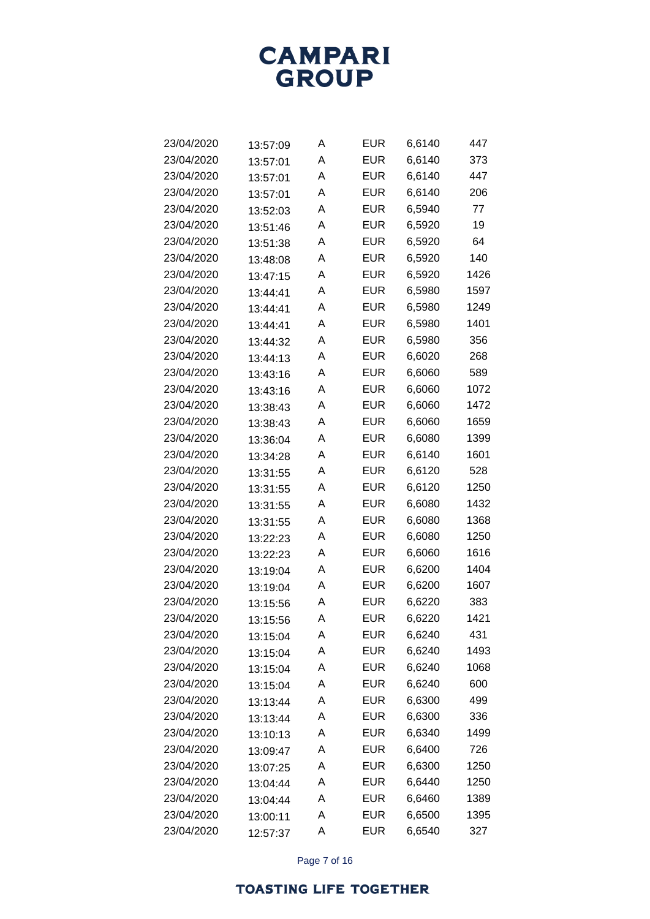| | | | | | |
|---|---|---|---|---|---|
| 23/04/2020 | 13:57:09 | A | EUR | 6,6140 | 447 |
| 23/04/2020 | 13:57:01 | A | EUR | 6,6140 | 373 |
| 23/04/2020 | 13:57:01 | A | EUR | 6,6140 | 447 |
| 23/04/2020 | 13:57:01 | A | EUR | 6,6140 | 206 |
| 23/04/2020 | 13:52:03 | A | EUR | 6,5940 | 77 |
| 23/04/2020 | 13:51:46 | A | EUR | 6,5920 | 19 |
| 23/04/2020 | 13:51:38 | A | EUR | 6,5920 | 64 |
| 23/04/2020 | 13:48:08 | A | EUR | 6,5920 | 140 |
| 23/04/2020 | 13:47:15 | A | EUR | 6,5920 | 1426 |
| 23/04/2020 | 13:44:41 | A | EUR | 6,5980 | 1597 |
| 23/04/2020 | 13:44:41 | A | EUR | 6,5980 | 1249 |
| 23/04/2020 | 13:44:41 | A | EUR | 6,5980 | 1401 |
| 23/04/2020 | 13:44:32 | A | EUR | 6,5980 | 356 |
| 23/04/2020 | 13:44:13 | A | EUR | 6,6020 | 268 |
| 23/04/2020 | 13:43:16 | A | EUR | 6,6060 | 589 |
| 23/04/2020 | 13:43:16 | A | EUR | 6,6060 | 1072 |
| 23/04/2020 | 13:38:43 | A | EUR | 6,6060 | 1472 |
| 23/04/2020 | 13:38:43 | A | EUR | 6,6060 | 1659 |
| 23/04/2020 | 13:36:04 | A | EUR | 6,6080 | 1399 |
| 23/04/2020 | 13:34:28 | A | EUR | 6,6140 | 1601 |
| 23/04/2020 | 13:31:55 | A | EUR | 6,6120 | 528 |
| 23/04/2020 | 13:31:55 | A | EUR | 6,6120 | 1250 |
| 23/04/2020 | 13:31:55 | A | EUR | 6,6080 | 1432 |
| 23/04/2020 | 13:31:55 | A | EUR | 6,6080 | 1368 |
| 23/04/2020 | 13:22:23 | A | EUR | 6,6080 | 1250 |
| 23/04/2020 | 13:22:23 | A | EUR | 6,6060 | 1616 |
| 23/04/2020 | 13:19:04 | A | EUR | 6,6200 | 1404 |
| 23/04/2020 | 13:19:04 | A | EUR | 6,6200 | 1607 |
| 23/04/2020 | 13:15:56 | A | EUR | 6,6220 | 383 |
| 23/04/2020 | 13:15:56 | A | EUR | 6,6220 | 1421 |
| 23/04/2020 | 13:15:04 | A | EUR | 6,6240 | 431 |
| 23/04/2020 | 13:15:04 | A | EUR | 6,6240 | 1493 |
| 23/04/2020 | 13:15:04 | A | EUR | 6,6240 | 1068 |
| 23/04/2020 | 13:15:04 | A | EUR | 6,6240 | 600 |
| 23/04/2020 | 13:13:44 | A | EUR | 6,6300 | 499 |
| 23/04/2020 | 13:13:44 | A | EUR | 6,6300 | 336 |
| 23/04/2020 | 13:10:13 | A | EUR | 6,6340 | 1499 |
| 23/04/2020 | 13:09:47 | A | EUR | 6,6400 | 726 |
| 23/04/2020 | 13:07:25 | A | EUR | 6,6300 | 1250 |
| 23/04/2020 | 13:04:44 | A | EUR | 6,6440 | 1250 |
| 23/04/2020 | 13:04:44 | A | EUR | 6,6460 | 1389 |
| 23/04/2020 | 13:00:11 | A | EUR | 6,6500 | 1395 |
| 23/04/2020 | 12:57:37 | A | EUR | 6,6540 | 327 |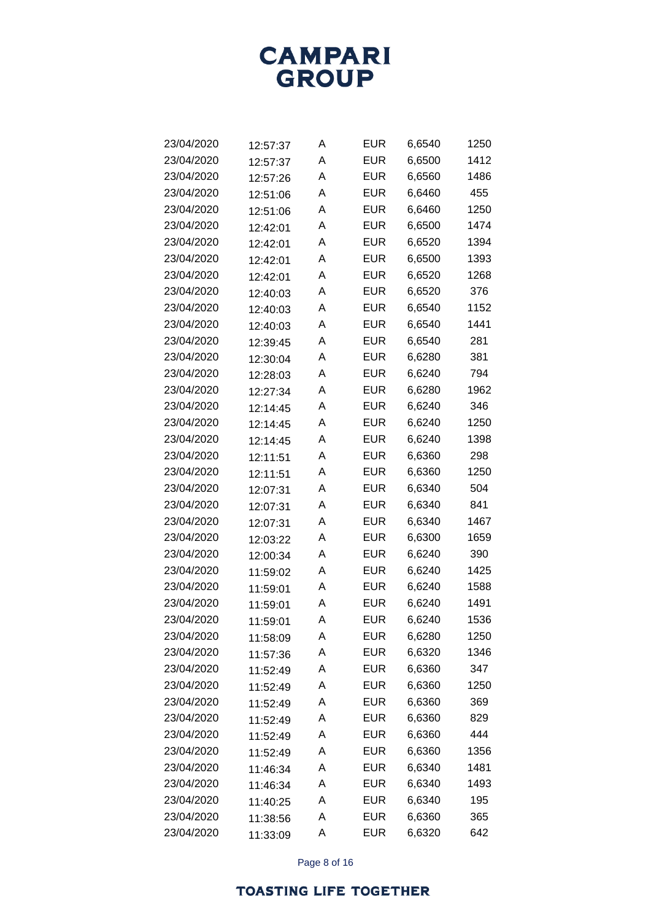| | | | | | |
|---|---|---|---|---|---|
| 23/04/2020 | 12:57:37 | A | EUR | 6,6540 | 1250 |
| 23/04/2020 | 12:57:37 | A | EUR | 6,6500 | 1412 |
| 23/04/2020 | 12:57:26 | A | EUR | 6,6560 | 1486 |
| 23/04/2020 | 12:51:06 | A | EUR | 6,6460 | 455 |
| 23/04/2020 | 12:51:06 | A | EUR | 6,6460 | 1250 |
| 23/04/2020 | 12:42:01 | A | EUR | 6,6500 | 1474 |
| 23/04/2020 | 12:42:01 | A | EUR | 6,6520 | 1394 |
| 23/04/2020 | 12:42:01 | A | EUR | 6,6500 | 1393 |
| 23/04/2020 | 12:42:01 | A | EUR | 6,6520 | 1268 |
| 23/04/2020 | 12:40:03 | A | EUR | 6,6520 | 376 |
| 23/04/2020 | 12:40:03 | A | EUR | 6,6540 | 1152 |
| 23/04/2020 | 12:40:03 | A | EUR | 6,6540 | 1441 |
| 23/04/2020 | 12:39:45 | A | EUR | 6,6540 | 281 |
| 23/04/2020 | 12:30:04 | A | EUR | 6,6280 | 381 |
| 23/04/2020 | 12:28:03 | A | EUR | 6,6240 | 794 |
| 23/04/2020 | 12:27:34 | A | EUR | 6,6280 | 1962 |
| 23/04/2020 | 12:14:45 | A | EUR | 6,6240 | 346 |
| 23/04/2020 | 12:14:45 | A | EUR | 6,6240 | 1250 |
| 23/04/2020 | 12:14:45 | A | EUR | 6,6240 | 1398 |
| 23/04/2020 | 12:11:51 | A | EUR | 6,6360 | 298 |
| 23/04/2020 | 12:11:51 | A | EUR | 6,6360 | 1250 |
| 23/04/2020 | 12:07:31 | A | EUR | 6,6340 | 504 |
| 23/04/2020 | 12:07:31 | A | EUR | 6,6340 | 841 |
| 23/04/2020 | 12:07:31 | A | EUR | 6,6340 | 1467 |
| 23/04/2020 | 12:03:22 | A | EUR | 6,6300 | 1659 |
| 23/04/2020 | 12:00:34 | A | EUR | 6,6240 | 390 |
| 23/04/2020 | 11:59:02 | A | EUR | 6,6240 | 1425 |
| 23/04/2020 | 11:59:01 | A | EUR | 6,6240 | 1588 |
| 23/04/2020 | 11:59:01 | A | EUR | 6,6240 | 1491 |
| 23/04/2020 | 11:59:01 | A | EUR | 6,6240 | 1536 |
| 23/04/2020 | 11:58:09 | A | EUR | 6,6280 | 1250 |
| 23/04/2020 | 11:57:36 | A | EUR | 6,6320 | 1346 |
| 23/04/2020 | 11:52:49 | A | EUR | 6,6360 | 347 |
| 23/04/2020 | 11:52:49 | A | EUR | 6,6360 | 1250 |
| 23/04/2020 | 11:52:49 | A | EUR | 6,6360 | 369 |
| 23/04/2020 | 11:52:49 | A | EUR | 6,6360 | 829 |
| 23/04/2020 | 11:52:49 | A | EUR | 6,6360 | 444 |
| 23/04/2020 | 11:52:49 | A | EUR | 6,6360 | 1356 |
| 23/04/2020 | 11:46:34 | A | EUR | 6,6340 | 1481 |
| 23/04/2020 | 11:46:34 | A | EUR | 6,6340 | 1493 |
| 23/04/2020 | 11:40:25 | A | EUR | 6,6340 | 195 |
| 23/04/2020 | 11:38:56 | A | EUR | 6,6360 | 365 |
| 23/04/2020 | 11:33:09 | A | EUR | 6,6320 | 642 |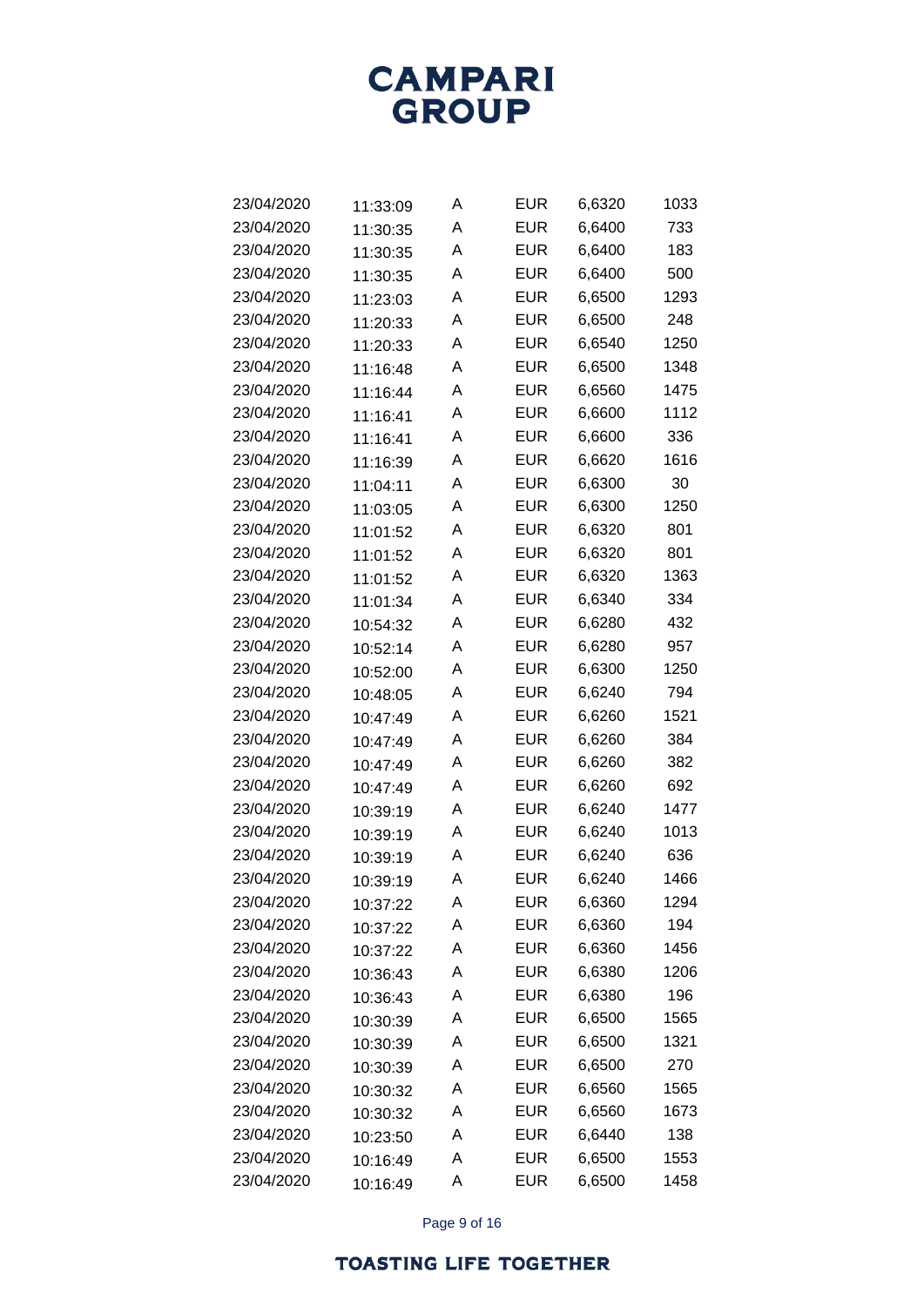| | | | | | |
|---|---|---|---|---|---|
| 23/04/2020 | 11:33:09 | A | EUR | 6,6320 | 1033 |
| 23/04/2020 | 11:30:35 | A | EUR | 6,6400 | 733 |
| 23/04/2020 | 11:30:35 | A | EUR | 6,6400 | 183 |
| 23/04/2020 | 11:30:35 | A | EUR | 6,6400 | 500 |
| 23/04/2020 | 11:23:03 | A | EUR | 6,6500 | 1293 |
| 23/04/2020 | 11:20:33 | A | EUR | 6,6500 | 248 |
| 23/04/2020 | 11:20:33 | A | EUR | 6,6540 | 1250 |
| 23/04/2020 | 11:16:48 | A | EUR | 6,6500 | 1348 |
| 23/04/2020 | 11:16:44 | A | EUR | 6,6560 | 1475 |
| 23/04/2020 | 11:16:41 | A | EUR | 6,6600 | 1112 |
| 23/04/2020 | 11:16:41 | A | EUR | 6,6600 | 336 |
| 23/04/2020 | 11:16:39 | A | EUR | 6,6620 | 1616 |
| 23/04/2020 | 11:04:11 | A | EUR | 6,6300 | 30 |
| 23/04/2020 | 11:03:05 | A | EUR | 6,6300 | 1250 |
| 23/04/2020 | 11:01:52 | A | EUR | 6,6320 | 801 |
| 23/04/2020 | 11:01:52 | A | EUR | 6,6320 | 801 |
| 23/04/2020 | 11:01:52 | A | EUR | 6,6320 | 1363 |
| 23/04/2020 | 11:01:34 | A | EUR | 6,6340 | 334 |
| 23/04/2020 | 10:54:32 | A | EUR | 6,6280 | 432 |
| 23/04/2020 | 10:52:14 | A | EUR | 6,6280 | 957 |
| 23/04/2020 | 10:52:00 | A | EUR | 6,6300 | 1250 |
| 23/04/2020 | 10:48:05 | A | EUR | 6,6240 | 794 |
| 23/04/2020 | 10:47:49 | A | EUR | 6,6260 | 1521 |
| 23/04/2020 | 10:47:49 | A | EUR | 6,6260 | 384 |
| 23/04/2020 | 10:47:49 | A | EUR | 6,6260 | 382 |
| 23/04/2020 | 10:47:49 | A | EUR | 6,6260 | 692 |
| 23/04/2020 | 10:39:19 | A | EUR | 6,6240 | 1477 |
| 23/04/2020 | 10:39:19 | A | EUR | 6,6240 | 1013 |
| 23/04/2020 | 10:39:19 | A | EUR | 6,6240 | 636 |
| 23/04/2020 | 10:39:19 | A | EUR | 6,6240 | 1466 |
| 23/04/2020 | 10:37:22 | A | EUR | 6,6360 | 1294 |
| 23/04/2020 | 10:37:22 | A | EUR | 6,6360 | 194 |
| 23/04/2020 | 10:37:22 | A | EUR | 6,6360 | 1456 |
| 23/04/2020 | 10:36:43 | A | EUR | 6,6380 | 1206 |
| 23/04/2020 | 10:36:43 | A | EUR | 6,6380 | 196 |
| 23/04/2020 | 10:30:39 | A | EUR | 6,6500 | 1565 |
| 23/04/2020 | 10:30:39 | A | EUR | 6,6500 | 1321 |
| 23/04/2020 | 10:30:39 | A | EUR | 6,6500 | 270 |
| 23/04/2020 | 10:30:32 | A | EUR | 6,6560 | 1565 |
| 23/04/2020 | 10:30:32 | A | EUR | 6,6560 | 1673 |
| 23/04/2020 | 10:23:50 | A | EUR | 6,6440 | 138 |
| 23/04/2020 | 10:16:49 | A | EUR | 6,6500 | 1553 |
| 23/04/2020 | 10:16:49 | A | EUR | 6,6500 | 1458 |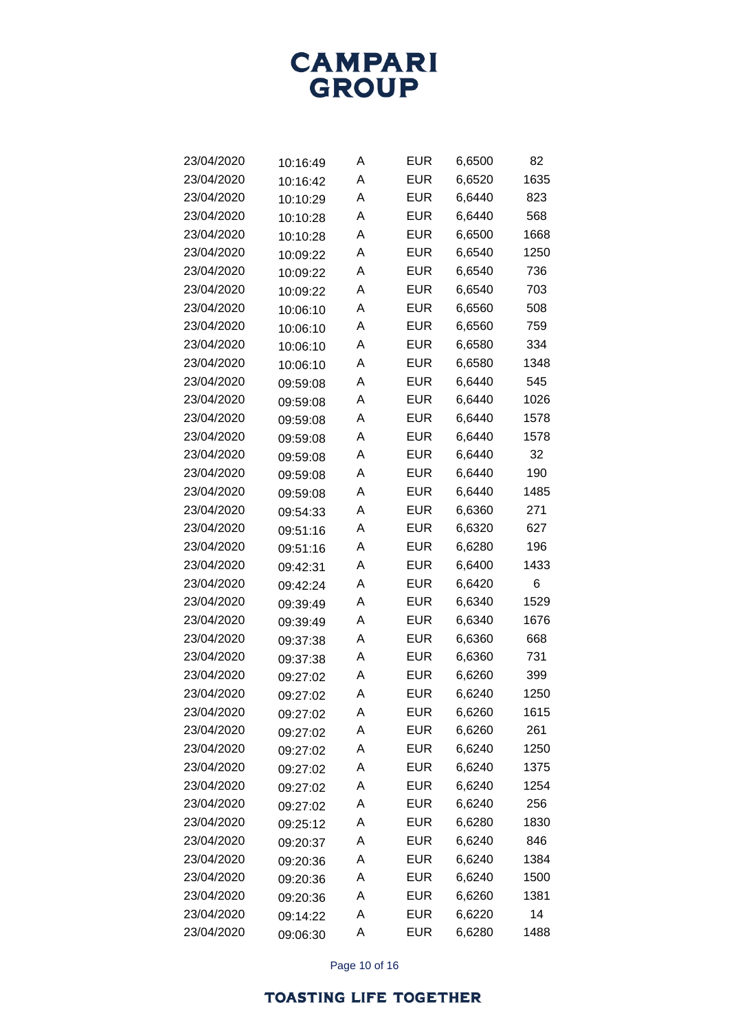| | | | | | |
|---|---|---|---|---|---|
| 23/04/2020 | 10:16:49 | A | EUR | 6,6500 | 82 |
| 23/04/2020 | 10:16:42 | A | EUR | 6,6520 | 1635 |
| 23/04/2020 | 10:10:29 | A | EUR | 6,6440 | 823 |
| 23/04/2020 | 10:10:28 | A | EUR | 6,6440 | 568 |
| 23/04/2020 | 10:10:28 | A | EUR | 6,6500 | 1668 |
| 23/04/2020 | 10:09:22 | A | EUR | 6,6540 | 1250 |
| 23/04/2020 | 10:09:22 | A | EUR | 6,6540 | 736 |
| 23/04/2020 | 10:09:22 | A | EUR | 6,6540 | 703 |
| 23/04/2020 | 10:06:10 | A | EUR | 6,6560 | 508 |
| 23/04/2020 | 10:06:10 | A | EUR | 6,6560 | 759 |
| 23/04/2020 | 10:06:10 | A | EUR | 6,6580 | 334 |
| 23/04/2020 | 10:06:10 | A | EUR | 6,6580 | 1348 |
| 23/04/2020 | 09:59:08 | A | EUR | 6,6440 | 545 |
| 23/04/2020 | 09:59:08 | A | EUR | 6,6440 | 1026 |
| 23/04/2020 | 09:59:08 | A | EUR | 6,6440 | 1578 |
| 23/04/2020 | 09:59:08 | A | EUR | 6,6440 | 1578 |
| 23/04/2020 | 09:59:08 | A | EUR | 6,6440 | 32 |
| 23/04/2020 | 09:59:08 | A | EUR | 6,6440 | 190 |
| 23/04/2020 | 09:59:08 | A | EUR | 6,6440 | 1485 |
| 23/04/2020 | 09:54:33 | A | EUR | 6,6360 | 271 |
| 23/04/2020 | 09:51:16 | A | EUR | 6,6320 | 627 |
| 23/04/2020 | 09:51:16 | A | EUR | 6,6280 | 196 |
| 23/04/2020 | 09:42:31 | A | EUR | 6,6400 | 1433 |
| 23/04/2020 | 09:42:24 | A | EUR | 6,6420 | 6 |
| 23/04/2020 | 09:39:49 | A | EUR | 6,6340 | 1529 |
| 23/04/2020 | 09:39:49 | A | EUR | 6,6340 | 1676 |
| 23/04/2020 | 09:37:38 | A | EUR | 6,6360 | 668 |
| 23/04/2020 | 09:37:38 | A | EUR | 6,6360 | 731 |
| 23/04/2020 | 09:27:02 | A | EUR | 6,6260 | 399 |
| 23/04/2020 | 09:27:02 | A | EUR | 6,6240 | 1250 |
| 23/04/2020 | 09:27:02 | A | EUR | 6,6260 | 1615 |
| 23/04/2020 | 09:27:02 | A | EUR | 6,6260 | 261 |
| 23/04/2020 | 09:27:02 | A | EUR | 6,6240 | 1250 |
| 23/04/2020 | 09:27:02 | A | EUR | 6,6240 | 1375 |
| 23/04/2020 | 09:27:02 | A | EUR | 6,6240 | 1254 |
| 23/04/2020 | 09:27:02 | A | EUR | 6,6240 | 256 |
| 23/04/2020 | 09:25:12 | A | EUR | 6,6280 | 1830 |
| 23/04/2020 | 09:20:37 | A | EUR | 6,6240 | 846 |
| 23/04/2020 | 09:20:36 | A | EUR | 6,6240 | 1384 |
| 23/04/2020 | 09:20:36 | A | EUR | 6,6240 | 1500 |
| 23/04/2020 | 09:20:36 | A | EUR | 6,6260 | 1381 |
| 23/04/2020 | 09:14:22 | A | EUR | 6,6220 | 14 |
| 23/04/2020 | 09:06:30 | A | EUR | 6,6280 | 1488 |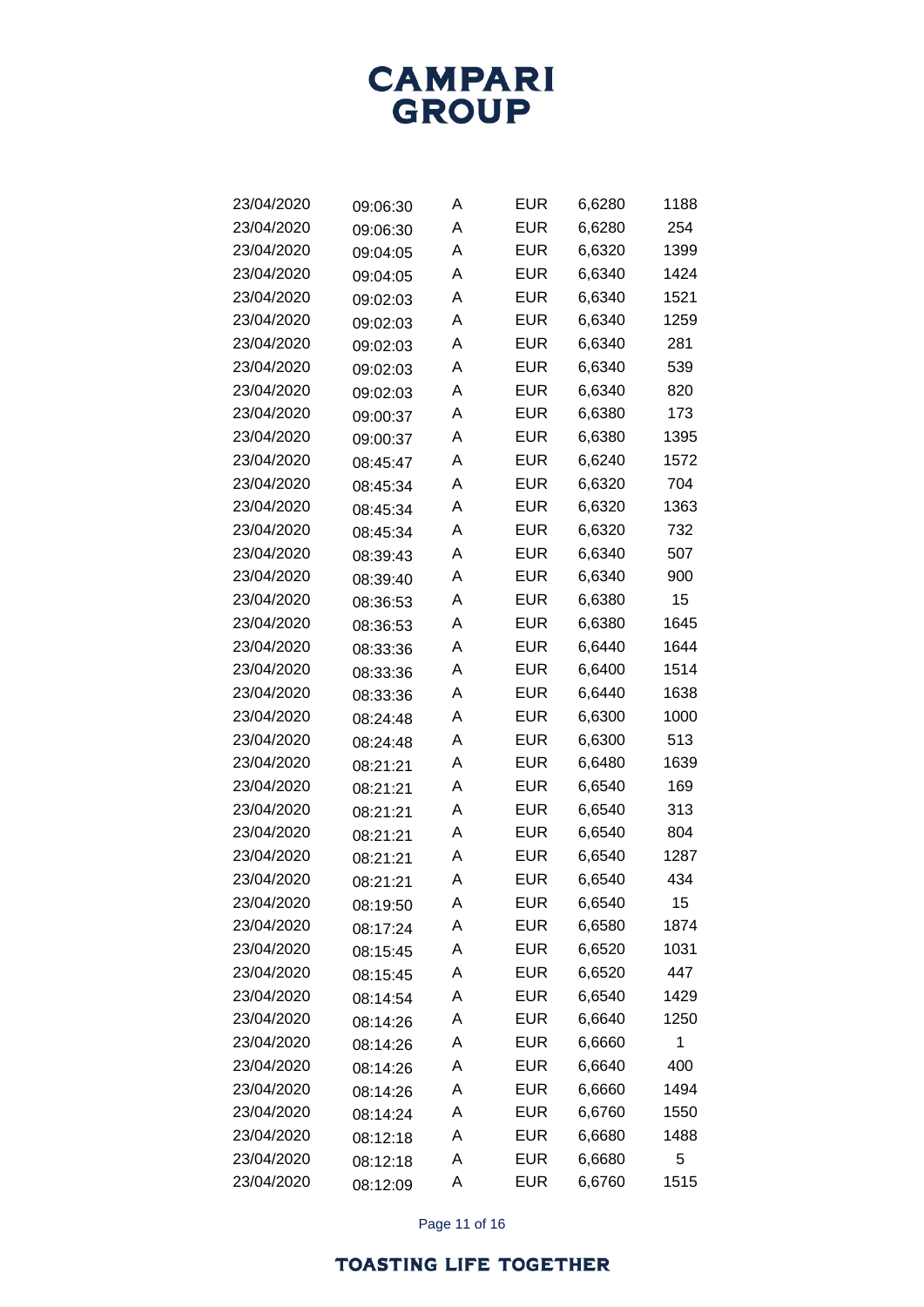| | | | | | |
|---|---|---|---|---|---|
| 23/04/2020 | 09:06:30 | A | EUR | 6,6280 | 1188 |
| 23/04/2020 | 09:06:30 | A | EUR | 6,6280 | 254 |
| 23/04/2020 | 09:04:05 | A | EUR | 6,6320 | 1399 |
| 23/04/2020 | 09:04:05 | A | EUR | 6,6340 | 1424 |
| 23/04/2020 | 09:02:03 | A | EUR | 6,6340 | 1521 |
| 23/04/2020 | 09:02:03 | A | EUR | 6,6340 | 1259 |
| 23/04/2020 | 09:02:03 | A | EUR | 6,6340 | 281 |
| 23/04/2020 | 09:02:03 | A | EUR | 6,6340 | 539 |
| 23/04/2020 | 09:02:03 | A | EUR | 6,6340 | 820 |
| 23/04/2020 | 09:00:37 | A | EUR | 6,6380 | 173 |
| 23/04/2020 | 09:00:37 | A | EUR | 6,6380 | 1395 |
| 23/04/2020 | 08:45:47 | A | EUR | 6,6240 | 1572 |
| 23/04/2020 | 08:45:34 | A | EUR | 6,6320 | 704 |
| 23/04/2020 | 08:45:34 | A | EUR | 6,6320 | 1363 |
| 23/04/2020 | 08:45:34 | A | EUR | 6,6320 | 732 |
| 23/04/2020 | 08:39:43 | A | EUR | 6,6340 | 507 |
| 23/04/2020 | 08:39:40 | A | EUR | 6,6340 | 900 |
| 23/04/2020 | 08:36:53 | A | EUR | 6,6380 | 15 |
| 23/04/2020 | 08:36:53 | A | EUR | 6,6380 | 1645 |
| 23/04/2020 | 08:33:36 | A | EUR | 6,6440 | 1644 |
| 23/04/2020 | 08:33:36 | A | EUR | 6,6400 | 1514 |
| 23/04/2020 | 08:33:36 | A | EUR | 6,6440 | 1638 |
| 23/04/2020 | 08:24:48 | A | EUR | 6,6300 | 1000 |
| 23/04/2020 | 08:24:48 | A | EUR | 6,6300 | 513 |
| 23/04/2020 | 08:21:21 | A | EUR | 6,6480 | 1639 |
| 23/04/2020 | 08:21:21 | A | EUR | 6,6540 | 169 |
| 23/04/2020 | 08:21:21 | A | EUR | 6,6540 | 313 |
| 23/04/2020 | 08:21:21 | A | EUR | 6,6540 | 804 |
| 23/04/2020 | 08:21:21 | A | EUR | 6,6540 | 1287 |
| 23/04/2020 | 08:21:21 | A | EUR | 6,6540 | 434 |
| 23/04/2020 | 08:19:50 | A | EUR | 6,6540 | 15 |
| 23/04/2020 | 08:17:24 | A | EUR | 6,6580 | 1874 |
| 23/04/2020 | 08:15:45 | A | EUR | 6,6520 | 1031 |
| 23/04/2020 | 08:15:45 | A | EUR | 6,6520 | 447 |
| 23/04/2020 | 08:14:54 | A | EUR | 6,6540 | 1429 |
| 23/04/2020 | 08:14:26 | A | EUR | 6,6640 | 1250 |
| 23/04/2020 | 08:14:26 | A | EUR | 6,6660 | 1 |
| 23/04/2020 | 08:14:26 | A | EUR | 6,6640 | 400 |
| 23/04/2020 | 08:14:26 | A | EUR | 6,6660 | 1494 |
| 23/04/2020 | 08:14:24 | A | EUR | 6,6760 | 1550 |
| 23/04/2020 | 08:12:18 | A | EUR | 6,6680 | 1488 |
| 23/04/2020 | 08:12:18 | A | EUR | 6,6680 | 5 |
| 23/04/2020 | 08:12:09 | A | EUR | 6,6760 | 1515 |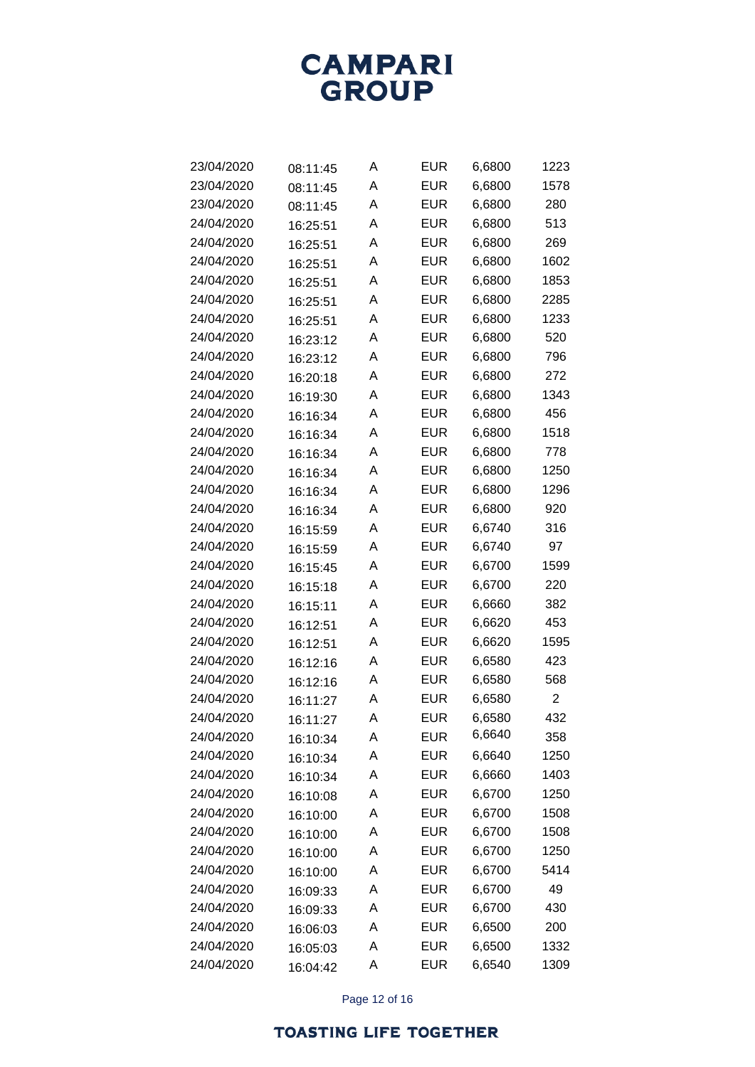# CAMPARI GROUP

| | | | | | |
|---|---|---|---|---|---|
| 23/04/2020 | 08:11:45 | A | EUR | 6,6800 | 1223 |
| 23/04/2020 | 08:11:45 | A | EUR | 6,6800 | 1578 |
| 23/04/2020 | 08:11:45 | A | EUR | 6,6800 | 280 |
| 24/04/2020 | 16:25:51 | A | EUR | 6,6800 | 513 |
| 24/04/2020 | 16:25:51 | A | EUR | 6,6800 | 269 |
| 24/04/2020 | 16:25:51 | A | EUR | 6,6800 | 1602 |
| 24/04/2020 | 16:25:51 | A | EUR | 6,6800 | 1853 |
| 24/04/2020 | 16:25:51 | A | EUR | 6,6800 | 2285 |
| 24/04/2020 | 16:25:51 | A | EUR | 6,6800 | 1233 |
| 24/04/2020 | 16:23:12 | A | EUR | 6,6800 | 520 |
| 24/04/2020 | 16:23:12 | A | EUR | 6,6800 | 796 |
| 24/04/2020 | 16:20:18 | A | EUR | 6,6800 | 272 |
| 24/04/2020 | 16:19:30 | A | EUR | 6,6800 | 1343 |
| 24/04/2020 | 16:16:34 | A | EUR | 6,6800 | 456 |
| 24/04/2020 | 16:16:34 | A | EUR | 6,6800 | 1518 |
| 24/04/2020 | 16:16:34 | A | EUR | 6,6800 | 778 |
| 24/04/2020 | 16:16:34 | A | EUR | 6,6800 | 1250 |
| 24/04/2020 | 16:16:34 | A | EUR | 6,6800 | 1296 |
| 24/04/2020 | 16:16:34 | A | EUR | 6,6800 | 920 |
| 24/04/2020 | 16:15:59 | A | EUR | 6,6740 | 316 |
| 24/04/2020 | 16:15:59 | A | EUR | 6,6740 | 97 |
| 24/04/2020 | 16:15:45 | A | EUR | 6,6700 | 1599 |
| 24/04/2020 | 16:15:18 | A | EUR | 6,6700 | 220 |
| 24/04/2020 | 16:15:11 | A | EUR | 6,6660 | 382 |
| 24/04/2020 | 16:12:51 | A | EUR | 6,6620 | 453 |
| 24/04/2020 | 16:12:51 | A | EUR | 6,6620 | 1595 |
| 24/04/2020 | 16:12:16 | A | EUR | 6,6580 | 423 |
| 24/04/2020 | 16:12:16 | A | EUR | 6,6580 | 568 |
| 24/04/2020 | 16:11:27 | A | EUR | 6,6580 | 2 |
| 24/04/2020 | 16:11:27 | A | EUR | 6,6580 | 432 |
| 24/04/2020 | 16:10:34 | A | EUR | 6,6640 | 358 |
| 24/04/2020 | 16:10:34 | A | EUR | 6,6640 | 1250 |
| 24/04/2020 | 16:10:34 | A | EUR | 6,6660 | 1403 |
| 24/04/2020 | 16:10:08 | A | EUR | 6,6700 | 1250 |
| 24/04/2020 | 16:10:00 | A | EUR | 6,6700 | 1508 |
| 24/04/2020 | 16:10:00 | A | EUR | 6,6700 | 1508 |
| 24/04/2020 | 16:10:00 | A | EUR | 6,6700 | 1250 |
| 24/04/2020 | 16:10:00 | A | EUR | 6,6700 | 5414 |
| 24/04/2020 | 16:09:33 | A | EUR | 6,6700 | 49 |
| 24/04/2020 | 16:09:33 | A | EUR | 6,6700 | 430 |
| 24/04/2020 | 16:06:03 | A | EUR | 6,6500 | 200 |
| 24/04/2020 | 16:05:03 | A | EUR | 6,6500 | 1332 |
| 24/04/2020 | 16:04:42 | A | EUR | 6,6540 | 1309 |

TOASTING LIFE TOGETHER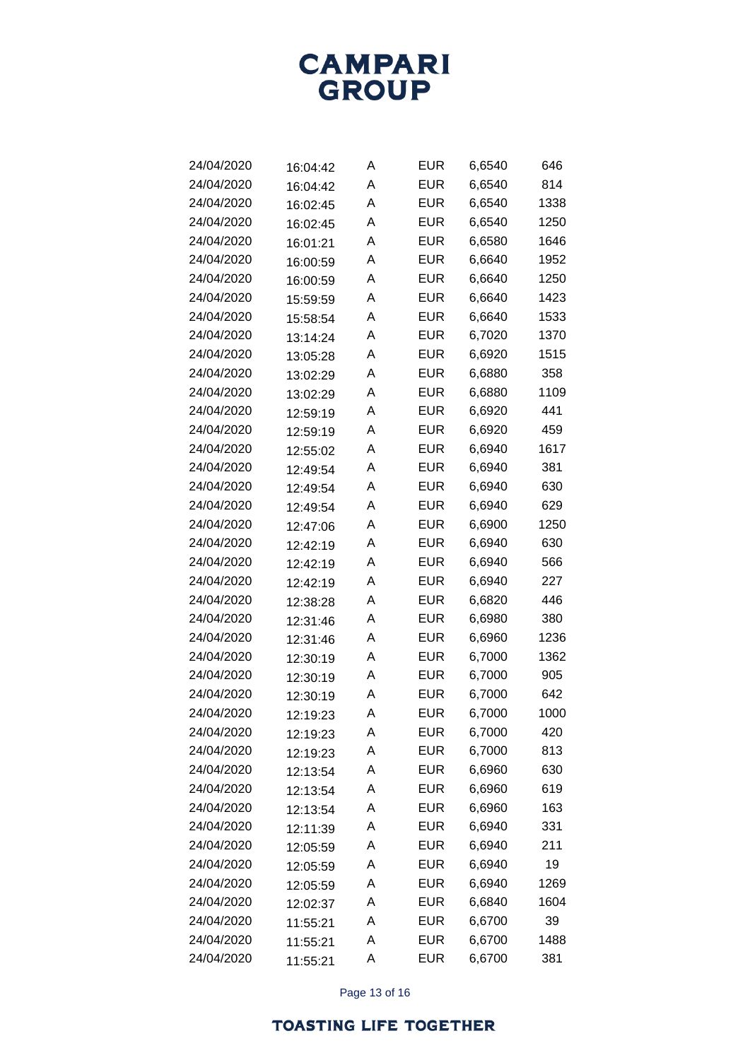| | | | | | |
|---|---|---|---|---|---|
| 24/04/2020 | 16:04:42 | A | EUR | 6,6540 | 646 |
| 24/04/2020 | 16:04:42 | A | EUR | 6,6540 | 814 |
| 24/04/2020 | 16:02:45 | A | EUR | 6,6540 | 1338 |
| 24/04/2020 | 16:02:45 | A | EUR | 6,6540 | 1250 |
| 24/04/2020 | 16:01:21 | A | EUR | 6,6580 | 1646 |
| 24/04/2020 | 16:00:59 | A | EUR | 6,6640 | 1952 |
| 24/04/2020 | 16:00:59 | A | EUR | 6,6640 | 1250 |
| 24/04/2020 | 15:59:59 | A | EUR | 6,6640 | 1423 |
| 24/04/2020 | 15:58:54 | A | EUR | 6,6640 | 1533 |
| 24/04/2020 | 13:14:24 | A | EUR | 6,7020 | 1370 |
| 24/04/2020 | 13:05:28 | A | EUR | 6,6920 | 1515 |
| 24/04/2020 | 13:02:29 | A | EUR | 6,6880 | 358 |
| 24/04/2020 | 13:02:29 | A | EUR | 6,6880 | 1109 |
| 24/04/2020 | 12:59:19 | A | EUR | 6,6920 | 441 |
| 24/04/2020 | 12:59:19 | A | EUR | 6,6920 | 459 |
| 24/04/2020 | 12:55:02 | A | EUR | 6,6940 | 1617 |
| 24/04/2020 | 12:49:54 | A | EUR | 6,6940 | 381 |
| 24/04/2020 | 12:49:54 | A | EUR | 6,6940 | 630 |
| 24/04/2020 | 12:49:54 | A | EUR | 6,6940 | 629 |
| 24/04/2020 | 12:47:06 | A | EUR | 6,6900 | 1250 |
| 24/04/2020 | 12:42:19 | A | EUR | 6,6940 | 630 |
| 24/04/2020 | 12:42:19 | A | EUR | 6,6940 | 566 |
| 24/04/2020 | 12:42:19 | A | EUR | 6,6940 | 227 |
| 24/04/2020 | 12:38:28 | A | EUR | 6,6820 | 446 |
| 24/04/2020 | 12:31:46 | A | EUR | 6,6980 | 380 |
| 24/04/2020 | 12:31:46 | A | EUR | 6,6960 | 1236 |
| 24/04/2020 | 12:30:19 | A | EUR | 6,7000 | 1362 |
| 24/04/2020 | 12:30:19 | A | EUR | 6,7000 | 905 |
| 24/04/2020 | 12:30:19 | A | EUR | 6,7000 | 642 |
| 24/04/2020 | 12:19:23 | A | EUR | 6,7000 | 1000 |
| 24/04/2020 | 12:19:23 | A | EUR | 6,7000 | 420 |
| 24/04/2020 | 12:19:23 | A | EUR | 6,7000 | 813 |
| 24/04/2020 | 12:13:54 | A | EUR | 6,6960 | 630 |
| 24/04/2020 | 12:13:54 | A | EUR | 6,6960 | 619 |
| 24/04/2020 | 12:13:54 | A | EUR | 6,6960 | 163 |
| 24/04/2020 | 12:11:39 | A | EUR | 6,6940 | 331 |
| 24/04/2020 | 12:05:59 | A | EUR | 6,6940 | 211 |
| 24/04/2020 | 12:05:59 | A | EUR | 6,6940 | 19 |
| 24/04/2020 | 12:05:59 | A | EUR | 6,6940 | 1269 |
| 24/04/2020 | 12:02:37 | A | EUR | 6,6840 | 1604 |
| 24/04/2020 | 11:55:21 | A | EUR | 6,6700 | 39 |
| 24/04/2020 | 11:55:21 | A | EUR | 6,6700 | 1488 |
| 24/04/2020 | 11:55:21 | A | EUR | 6,6700 | 381 |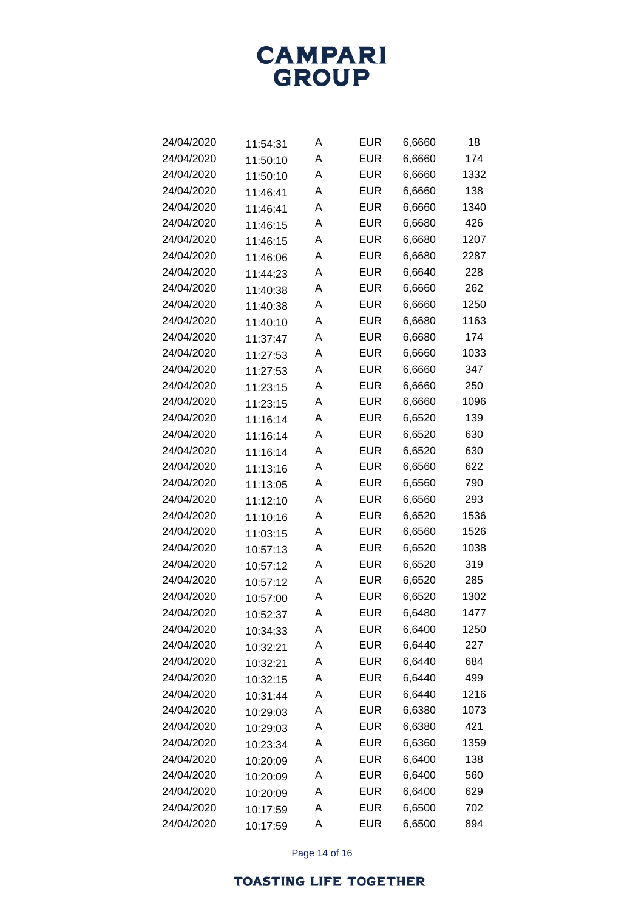# CAMPARI GROUP

| | | | | | |
|---|---|---|---|---|---|
| 24/04/2020 | 11:54:31 | A | EUR | 6,6660 | 18 |
| 24/04/2020 | 11:50:10 | A | EUR | 6,6660 | 174 |
| 24/04/2020 | 11:50:10 | A | EUR | 6,6660 | 1332 |
| 24/04/2020 | 11:46:41 | A | EUR | 6,6660 | 138 |
| 24/04/2020 | 11:46:41 | A | EUR | 6,6660 | 1340 |
| 24/04/2020 | 11:46:15 | A | EUR | 6,6680 | 426 |
| 24/04/2020 | 11:46:15 | A | EUR | 6,6680 | 1207 |
| 24/04/2020 | 11:46:06 | A | EUR | 6,6680 | 2287 |
| 24/04/2020 | 11:44:23 | A | EUR | 6,6640 | 228 |
| 24/04/2020 | 11:40:38 | A | EUR | 6,6660 | 262 |
| 24/04/2020 | 11:40:38 | A | EUR | 6,6660 | 1250 |
| 24/04/2020 | 11:40:10 | A | EUR | 6,6680 | 1163 |
| 24/04/2020 | 11:37:47 | A | EUR | 6,6680 | 174 |
| 24/04/2020 | 11:27:53 | A | EUR | 6,6660 | 1033 |
| 24/04/2020 | 11:27:53 | A | EUR | 6,6660 | 347 |
| 24/04/2020 | 11:23:15 | A | EUR | 6,6660 | 250 |
| 24/04/2020 | 11:23:15 | A | EUR | 6,6660 | 1096 |
| 24/04/2020 | 11:16:14 | A | EUR | 6,6520 | 139 |
| 24/04/2020 | 11:16:14 | A | EUR | 6,6520 | 630 |
| 24/04/2020 | 11:16:14 | A | EUR | 6,6520 | 630 |
| 24/04/2020 | 11:13:16 | A | EUR | 6,6560 | 622 |
| 24/04/2020 | 11:13:05 | A | EUR | 6,6560 | 790 |
| 24/04/2020 | 11:12:10 | A | EUR | 6,6560 | 293 |
| 24/04/2020 | 11:10:16 | A | EUR | 6,6520 | 1536 |
| 24/04/2020 | 11:03:15 | A | EUR | 6,6560 | 1526 |
| 24/04/2020 | 10:57:13 | A | EUR | 6,6520 | 1038 |
| 24/04/2020 | 10:57:12 | A | EUR | 6,6520 | 319 |
| 24/04/2020 | 10:57:12 | A | EUR | 6,6520 | 285 |
| 24/04/2020 | 10:57:00 | A | EUR | 6,6520 | 1302 |
| 24/04/2020 | 10:52:37 | A | EUR | 6,6480 | 1477 |
| 24/04/2020 | 10:34:33 | A | EUR | 6,6400 | 1250 |
| 24/04/2020 | 10:32:21 | A | EUR | 6,6440 | 227 |
| 24/04/2020 | 10:32:21 | A | EUR | 6,6440 | 684 |
| 24/04/2020 | 10:32:15 | A | EUR | 6,6440 | 499 |
| 24/04/2020 | 10:31:44 | A | EUR | 6,6440 | 1216 |
| 24/04/2020 | 10:29:03 | A | EUR | 6,6380 | 1073 |
| 24/04/2020 | 10:29:03 | A | EUR | 6,6380 | 421 |
| 24/04/2020 | 10:23:34 | A | EUR | 6,6360 | 1359 |
| 24/04/2020 | 10:20:09 | A | EUR | 6,6400 | 138 |
| 24/04/2020 | 10:20:09 | A | EUR | 6,6400 | 560 |
| 24/04/2020 | 10:20:09 | A | EUR | 6,6400 | 629 |
| 24/04/2020 | 10:17:59 | A | EUR | 6,6500 | 702 |
| 24/04/2020 | 10:17:59 | A | EUR | 6,6500 | 894 |

TOASTING LIFE TOGETHER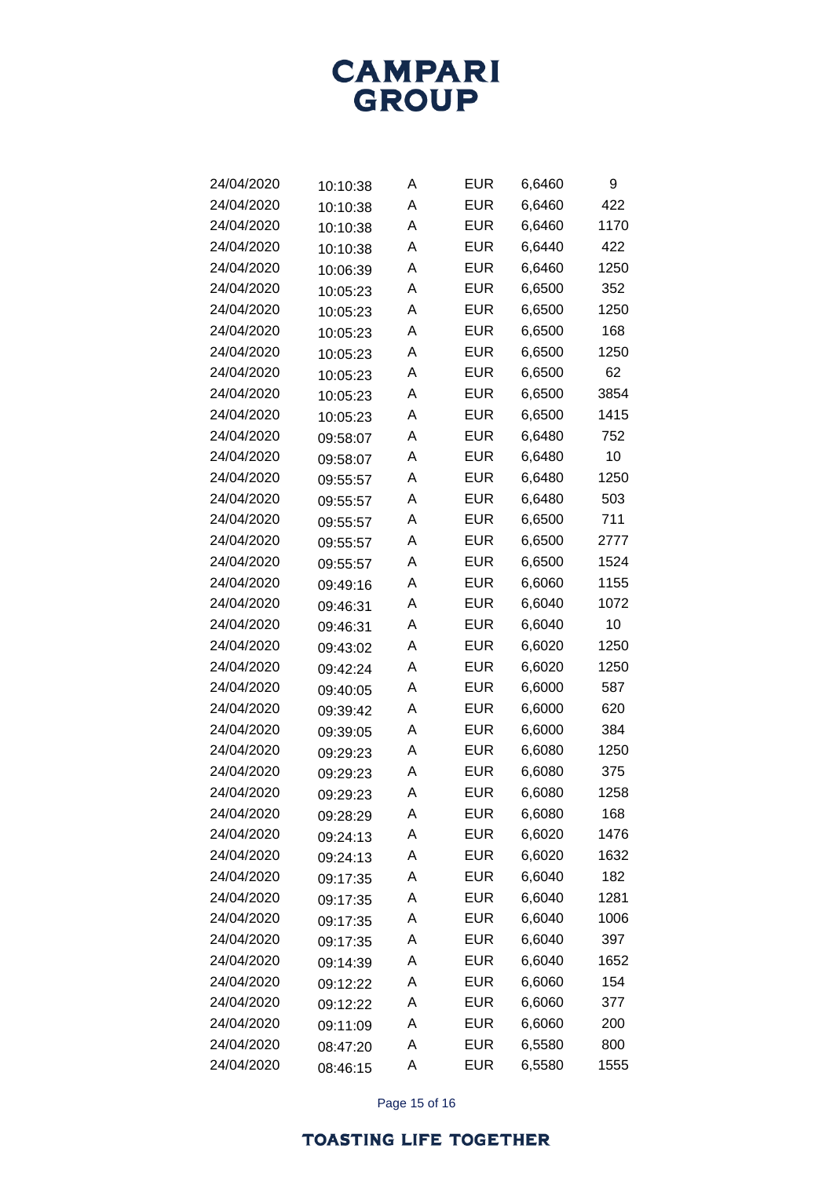| | | | | | |
|---|---|---|---|---|---|
| 24/04/2020 | 10:10:38 | A | EUR | 6,6460 | 9 |
| 24/04/2020 | 10:10:38 | A | EUR | 6,6460 | 422 |
| 24/04/2020 | 10:10:38 | A | EUR | 6,6460 | 1170 |
| 24/04/2020 | 10:10:38 | A | EUR | 6,6440 | 422 |
| 24/04/2020 | 10:06:39 | A | EUR | 6,6460 | 1250 |
| 24/04/2020 | 10:05:23 | A | EUR | 6,6500 | 352 |
| 24/04/2020 | 10:05:23 | A | EUR | 6,6500 | 1250 |
| 24/04/2020 | 10:05:23 | A | EUR | 6,6500 | 168 |
| 24/04/2020 | 10:05:23 | A | EUR | 6,6500 | 1250 |
| 24/04/2020 | 10:05:23 | A | EUR | 6,6500 | 62 |
| 24/04/2020 | 10:05:23 | A | EUR | 6,6500 | 3854 |
| 24/04/2020 | 10:05:23 | A | EUR | 6,6500 | 1415 |
| 24/04/2020 | 09:58:07 | A | EUR | 6,6480 | 752 |
| 24/04/2020 | 09:58:07 | A | EUR | 6,6480 | 10 |
| 24/04/2020 | 09:55:57 | A | EUR | 6,6480 | 1250 |
| 24/04/2020 | 09:55:57 | A | EUR | 6,6480 | 503 |
| 24/04/2020 | 09:55:57 | A | EUR | 6,6500 | 711 |
| 24/04/2020 | 09:55:57 | A | EUR | 6,6500 | 2777 |
| 24/04/2020 | 09:55:57 | A | EUR | 6,6500 | 1524 |
| 24/04/2020 | 09:49:16 | A | EUR | 6,6060 | 1155 |
| 24/04/2020 | 09:46:31 | A | EUR | 6,6040 | 1072 |
| 24/04/2020 | 09:46:31 | A | EUR | 6,6040 | 10 |
| 24/04/2020 | 09:43:02 | A | EUR | 6,6020 | 1250 |
| 24/04/2020 | 09:42:24 | A | EUR | 6,6020 | 1250 |
| 24/04/2020 | 09:40:05 | A | EUR | 6,6000 | 587 |
| 24/04/2020 | 09:39:42 | A | EUR | 6,6000 | 620 |
| 24/04/2020 | 09:39:05 | A | EUR | 6,6000 | 384 |
| 24/04/2020 | 09:29:23 | A | EUR | 6,6080 | 1250 |
| 24/04/2020 | 09:29:23 | A | EUR | 6,6080 | 375 |
| 24/04/2020 | 09:29:23 | A | EUR | 6,6080 | 1258 |
| 24/04/2020 | 09:28:29 | A | EUR | 6,6080 | 168 |
| 24/04/2020 | 09:24:13 | A | EUR | 6,6020 | 1476 |
| 24/04/2020 | 09:24:13 | A | EUR | 6,6020 | 1632 |
| 24/04/2020 | 09:17:35 | A | EUR | 6,6040 | 182 |
| 24/04/2020 | 09:17:35 | A | EUR | 6,6040 | 1281 |
| 24/04/2020 | 09:17:35 | A | EUR | 6,6040 | 1006 |
| 24/04/2020 | 09:17:35 | A | EUR | 6,6040 | 397 |
| 24/04/2020 | 09:14:39 | A | EUR | 6,6040 | 1652 |
| 24/04/2020 | 09:12:22 | A | EUR | 6,6060 | 154 |
| 24/04/2020 | 09:12:22 | A | EUR | 6,6060 | 377 |
| 24/04/2020 | 09:11:09 | A | EUR | 6,6060 | 200 |
| 24/04/2020 | 08:47:20 | A | EUR | 6,5580 | 800 |
| 24/04/2020 | 08:46:15 | A | EUR | 6,5580 | 1555 |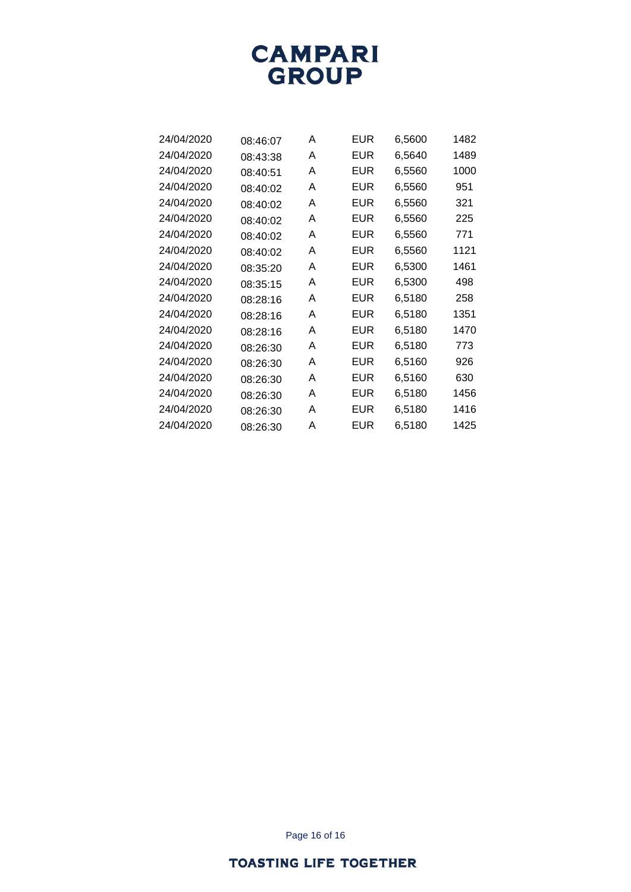| | | | | | |
|---|---|---|---|---|---|
| 24/04/2020 | 08:46:07 | A | EUR | 6,5600 | 1482 |
| 24/04/2020 | 08:43:38 | A | EUR | 6,5640 | 1489 |
| 24/04/2020 | 08:40:51 | A | EUR | 6,5560 | 1000 |
| 24/04/2020 | 08:40:02 | A | EUR | 6,5560 | 951 |
| 24/04/2020 | 08:40:02 | A | EUR | 6,5560 | 321 |
| 24/04/2020 | 08:40:02 | A | EUR | 6,5560 | 225 |
| 24/04/2020 | 08:40:02 | A | EUR | 6,5560 | 771 |
| 24/04/2020 | 08:40:02 | A | EUR | 6,5560 | 1121 |
| 24/04/2020 | 08:35:20 | A | EUR | 6,5300 | 1461 |
| 24/04/2020 | 08:35:15 | A | EUR | 6,5300 | 498 |
| 24/04/2020 | 08:28:16 | A | EUR | 6,5180 | 258 |
| 24/04/2020 | 08:28:16 | A | EUR | 6,5180 | 1351 |
| 24/04/2020 | 08:28:16 | A | EUR | 6,5180 | 1470 |
| 24/04/2020 | 08:26:30 | A | EUR | 6,5180 | 773 |
| 24/04/2020 | 08:26:30 | A | EUR | 6,5160 | 926 |
| 24/04/2020 | 08:26:30 | A | EUR | 6,5160 | 630 |
| 24/04/2020 | 08:26:30 | A | EUR | 6,5180 | 1456 |
| 24/04/2020 | 08:26:30 | A | EUR | 6,5180 | 1416 |
| 24/04/2020 | 08:26:30 | A | EUR | 6,5180 | 1425 |